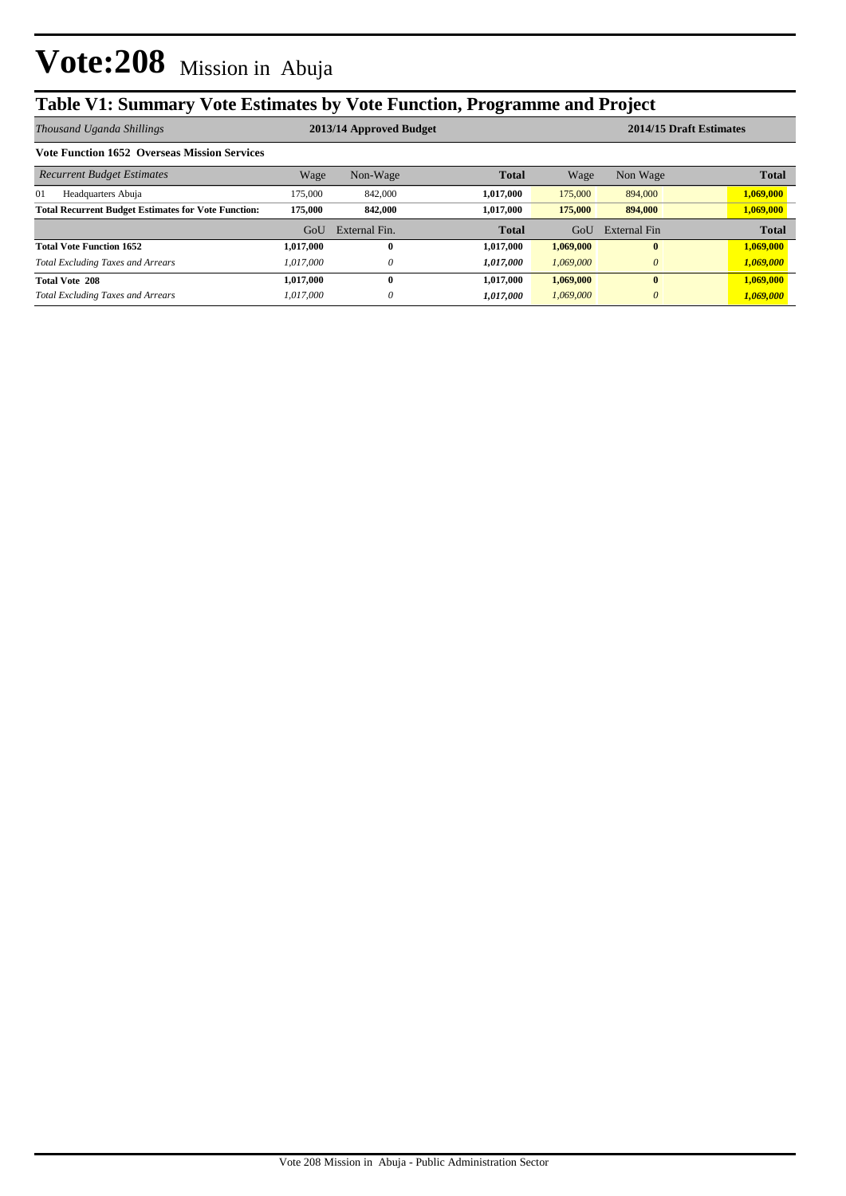# Vote:208 Mission in Abuja

## Table V1: Summary Vote Estimates by Vote Function, Programme and Project

| *Thousand Uganda Shillings* | 2013/14 Approved Budget | | | 2014/15 Draft Estimates | | |
|---|---|---|---|---|---|---|
| **Vote Function 1652 Overseas Mission Services** | | | | | | |
| *Recurrent Budget Estimates* | Wage | Non-Wage | **Total** | Wage | Non Wage | **Total** |
| 01 Headquarters Abuja | 175,000 | 842,000 | **1,017,000** | 175,000 | 894,000 | **1,069,000** |
| **Total Recurrent Budget Estimates for Vote Function:** | **175,000** | **842,000** | **1,017,000** | **175,000** | **894,000** | **1,069,000** |
| | GoU | External Fin. | **Total** | GoU | External Fin | **Total** |
| **Total Vote Function 1652** | **1,017,000** | **0** | **1,017,000** | **1,069,000** | **0** | **1,069,000** |
| *Total Excluding Taxes and Arrears* | *1,017,000* | *0* | ***1,017,000*** | *1,069,000* | *0* | ***1,069,000*** |
| **Total Vote 208** | **1,017,000** | **0** | **1,017,000** | **1,069,000** | **0** | **1,069,000** |
| *Total Excluding Taxes and Arrears* | *1,017,000* | *0* | ***1,017,000*** | *1,069,000* | *0* | ***1,069,000*** |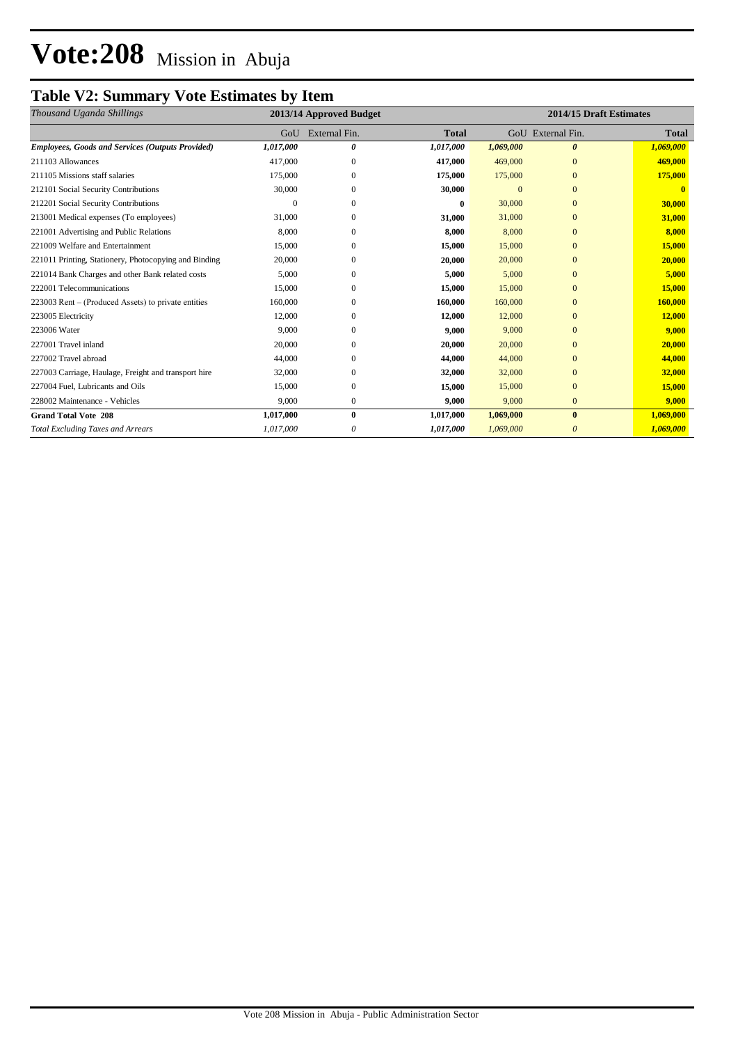# Vote:208 Mission in Abuja

## Table V2: Summary Vote Estimates by Item

| *Thousand Uganda Shillings* | 2013/14 Approved Budget | | | 2014/15 Draft Estimates | | |
|---|---|---|---|---|---|---|
| | GoU | External Fin. | **Total** | GoU | External Fin. | **Total** |
| ***Employees, Goods and Services (Outputs Provided)*** | ***1,017,000*** | ***0*** | ***1,017,000*** | ***1,069,000*** | ***0*** | ***1,069,000*** |
| 211103 Allowances | 417,000 | 0 | **417,000** | 469,000 | 0 | **469,000** |
| 211105 Missions staff salaries | 175,000 | 0 | **175,000** | 175,000 | 0 | **175,000** |
| 212101 Social Security Contributions | 30,000 | 0 | **30,000** | 0 | 0 | **0** |
| 212201 Social Security Contributions | 0 | 0 | **0** | 30,000 | 0 | **30,000** |
| 213001 Medical expenses (To employees) | 31,000 | 0 | **31,000** | 31,000 | 0 | **31,000** |
| 221001 Advertising and Public Relations | 8,000 | 0 | **8,000** | 8,000 | 0 | **8,000** |
| 221009 Welfare and Entertainment | 15,000 | 0 | **15,000** | 15,000 | 0 | **15,000** |
| 221011 Printing, Stationery, Photocopying and Binding | 20,000 | 0 | **20,000** | 20,000 | 0 | **20,000** |
| 221014 Bank Charges and other Bank related costs | 5,000 | 0 | **5,000** | 5,000 | 0 | **5,000** |
| 222001 Telecommunications | 15,000 | 0 | **15,000** | 15,000 | 0 | **15,000** |
| 223003 Rent – (Produced Assets) to private entities | 160,000 | 0 | **160,000** | 160,000 | 0 | **160,000** |
| 223005 Electricity | 12,000 | 0 | **12,000** | 12,000 | 0 | **12,000** |
| 223006 Water | 9,000 | 0 | **9,000** | 9,000 | 0 | **9,000** |
| 227001 Travel inland | 20,000 | 0 | **20,000** | 20,000 | 0 | **20,000** |
| 227002 Travel abroad | 44,000 | 0 | **44,000** | 44,000 | 0 | **44,000** |
| 227003 Carriage, Haulage, Freight and transport hire | 32,000 | 0 | **32,000** | 32,000 | 0 | **32,000** |
| 227004 Fuel, Lubricants and Oils | 15,000 | 0 | **15,000** | 15,000 | 0 | **15,000** |
| 228002 Maintenance - Vehicles | 9,000 | 0 | **9,000** | 9,000 | 0 | **9,000** |
| **Grand Total Vote 208** | **1,017,000** | **0** | **1,017,000** | **1,069,000** | **0** | **1,069,000** |
| *Total Excluding Taxes and Arrears* | *1,017,000* | *0* | *1,017,000* | *1,069,000* | *0* | *1,069,000* |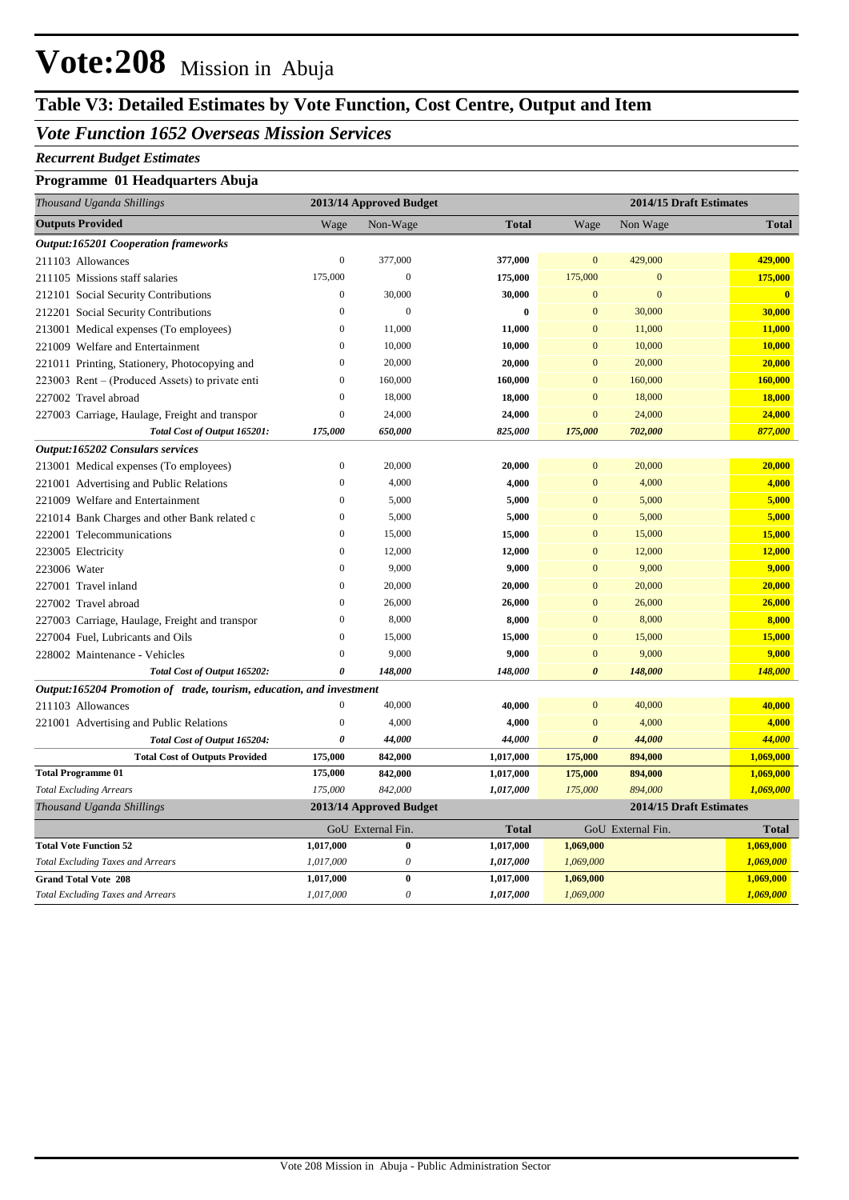# Vote:208 Mission in Abuja

## Table V3: Detailed Estimates by Vote Function, Cost Centre, Output and Item

### *Vote Function 1652 Overseas Mission Services*

#### *Recurrent Budget Estimates*

#### Programme 01 Headquarters Abuja

| *Thousand Uganda Shillings* | 2013/14 Approved Budget | | | 2014/15 Draft Estimates | | |
|---|---|---|---|---|---|---|
| **Outputs Provided** | Wage | Non-Wage | **Total** | Wage | Non Wage | **Total** |
| ***Output:165201 Cooperation frameworks*** | | | | | | |
| 211103 Allowances | 0 | 377,000 | **377,000** | 0 | 429,000 | **429,000** |
| 211105 Missions staff salaries | 175,000 | 0 | **175,000** | 175,000 | 0 | **175,000** |
| 212101 Social Security Contributions | 0 | 30,000 | **30,000** | 0 | 0 | **0** |
| 212201 Social Security Contributions | 0 | 0 | **0** | 0 | 30,000 | **30,000** |
| 213001 Medical expenses (To employees) | 0 | 11,000 | **11,000** | 0 | 11,000 | **11,000** |
| 221009 Welfare and Entertainment | 0 | 10,000 | **10,000** | 0 | 10,000 | **10,000** |
| 221011 Printing, Stationery, Photocopying and | 0 | 20,000 | **20,000** | 0 | 20,000 | **20,000** |
| 223003 Rent – (Produced Assets) to private enti | 0 | 160,000 | **160,000** | 0 | 160,000 | **160,000** |
| 227002 Travel abroad | 0 | 18,000 | **18,000** | 0 | 18,000 | **18,000** |
| 227003 Carriage, Haulage, Freight and transpor | 0 | 24,000 | **24,000** | 0 | 24,000 | **24,000** |
| ***Total Cost of Output 165201:*** | ***175,000*** | ***650,000*** | ***825,000*** | ***175,000*** | ***702,000*** | ***877,000*** |
| ***Output:165202 Consulars services*** | | | | | | |
| 213001 Medical expenses (To employees) | 0 | 20,000 | **20,000** | 0 | 20,000 | **20,000** |
| 221001 Advertising and Public Relations | 0 | 4,000 | **4,000** | 0 | 4,000 | **4,000** |
| 221009 Welfare and Entertainment | 0 | 5,000 | **5,000** | 0 | 5,000 | **5,000** |
| 221014 Bank Charges and other Bank related c | 0 | 5,000 | **5,000** | 0 | 5,000 | **5,000** |
| 222001 Telecommunications | 0 | 15,000 | **15,000** | 0 | 15,000 | **15,000** |
| 223005 Electricity | 0 | 12,000 | **12,000** | 0 | 12,000 | **12,000** |
| 223006 Water | 0 | 9,000 | **9,000** | 0 | 9,000 | **9,000** |
| 227001 Travel inland | 0 | 20,000 | **20,000** | 0 | 20,000 | **20,000** |
| 227002 Travel abroad | 0 | 26,000 | **26,000** | 0 | 26,000 | **26,000** |
| 227003 Carriage, Haulage, Freight and transpor | 0 | 8,000 | **8,000** | 0 | 8,000 | **8,000** |
| 227004 Fuel, Lubricants and Oils | 0 | 15,000 | **15,000** | 0 | 15,000 | **15,000** |
| 228002 Maintenance - Vehicles | 0 | 9,000 | **9,000** | 0 | 9,000 | **9,000** |
| ***Total Cost of Output 165202:*** | ***0*** | ***148,000*** | ***148,000*** | ***0*** | ***148,000*** | ***148,000*** |
| ***Output:165204 Promotion of trade, tourism, education, and investment*** | | | | | | |
| 211103 Allowances | 0 | 40,000 | **40,000** | 0 | 40,000 | **40,000** |
| 221001 Advertising and Public Relations | 0 | 4,000 | **4,000** | 0 | 4,000 | **4,000** |
| ***Total Cost of Output 165204:*** | ***0*** | ***44,000*** | ***44,000*** | ***0*** | ***44,000*** | ***44,000*** |
| **Total Cost of Outputs Provided** | **175,000** | **842,000** | **1,017,000** | **175,000** | **894,000** | **1,069,000** |
| **Total Programme 01** | **175,000** | **842,000** | **1,017,000** | **175,000** | **894,000** | **1,069,000** |
| *Total Excluding Arrears* | *175,000* | *842,000* | *1,017,000* | *175,000* | *894,000* | *1,069,000* |
| *Thousand Uganda Shillings* | 2013/14 Approved Budget | | | 2014/15 Draft Estimates | | |
| | GoU | External Fin. | **Total** | GoU | External Fin. | **Total** |
| **Total Vote Function 52** | **1,017,000** | **0** | **1,017,000** | **1,069,000** | | **1,069,000** |
| *Total Excluding Taxes and Arrears* | *1,017,000* | *0* | *1,017,000* | *1,069,000* | | *1,069,000* |
| **Grand Total Vote 208** | **1,017,000** | **0** | **1,017,000** | **1,069,000** | | **1,069,000** |
| *Total Excluding Taxes and Arrears* | *1,017,000* | *0* | *1,017,000* | *1,069,000* | | *1,069,000* |